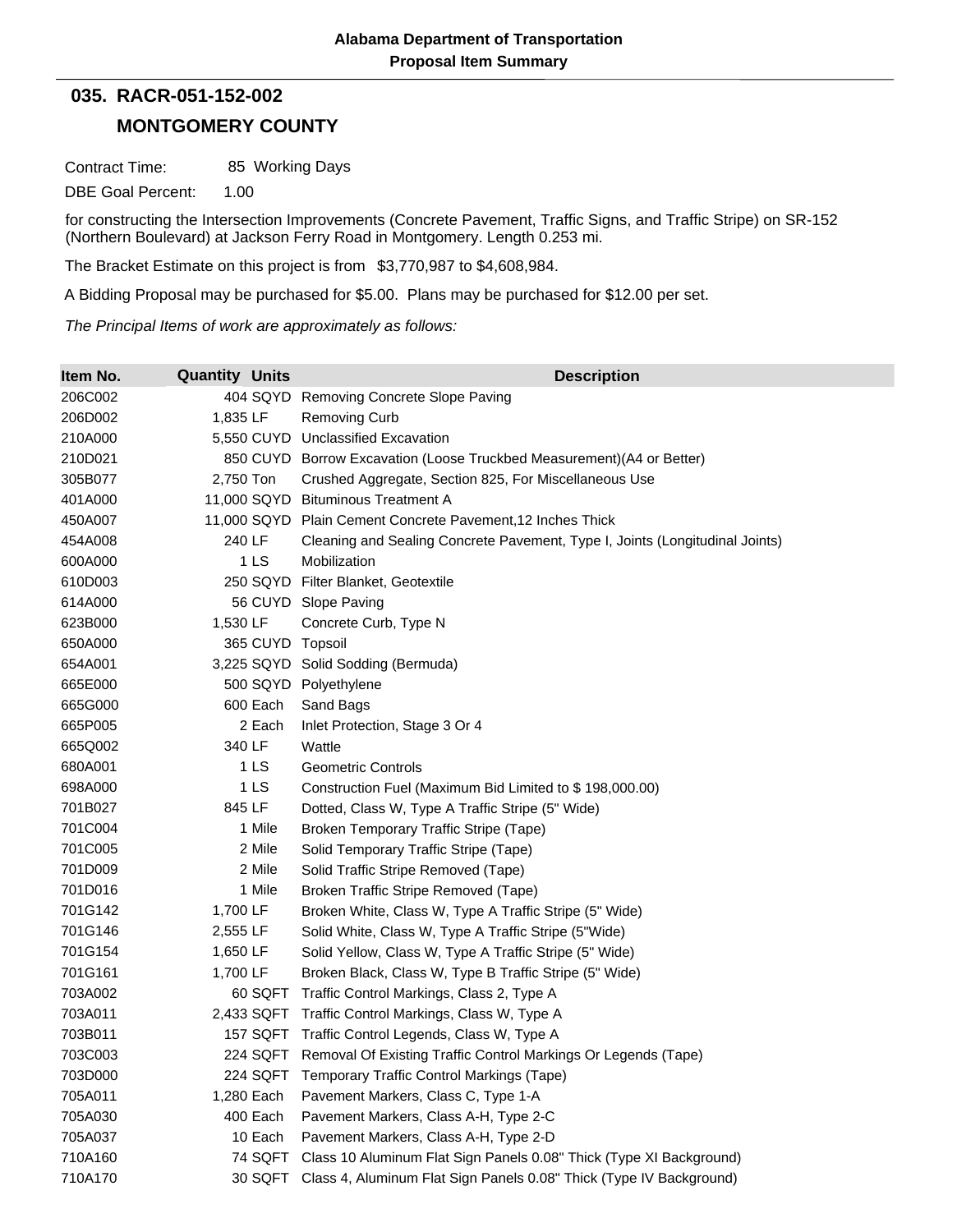**Alabama Department of Transportation**
**Proposal Item Summary**

## 035. RACR-051-152-002

## MONTGOMERY COUNTY

Contract Time: 85 Working Days

DBE Goal Percent: 1.00

for constructing the Intersection Improvements (Concrete Pavement, Traffic Signs, and Traffic Stripe) on SR-152 (Northern Boulevard) at Jackson Ferry Road in Montgomery. Length 0.253 mi.

The Bracket Estimate on this project is from $3,770,987 to $4,608,984.

A Bidding Proposal may be purchased for $5.00. Plans may be purchased for $12.00 per set.

*The Principal Items of work are approximately as follows:*

| Item No. | Quantity | Units | Description |
|---|---|---|---|
| 206C002 | 404 | SQYD | Removing Concrete Slope Paving |
| 206D002 | 1,835 | LF | Removing Curb |
| 210A000 | 5,550 | CUYD | Unclassified Excavation |
| 210D021 | 850 | CUYD | Borrow Excavation (Loose Truckbed Measurement)(A4 or Better) |
| 305B077 | 2,750 | Ton | Crushed Aggregate, Section 825, For Miscellaneous Use |
| 401A000 | 11,000 | SQYD | Bituminous Treatment A |
| 450A007 | 11,000 | SQYD | Plain Cement Concrete Pavement,12 Inches Thick |
| 454A008 | 240 | LF | Cleaning and Sealing Concrete Pavement, Type I, Joints (Longitudinal Joints) |
| 600A000 | 1 | LS | Mobilization |
| 610D003 | 250 | SQYD | Filter Blanket, Geotextile |
| 614A000 | 56 | CUYD | Slope Paving |
| 623B000 | 1,530 | LF | Concrete Curb, Type N |
| 650A000 | 365 | CUYD | Topsoil |
| 654A001 | 3,225 | SQYD | Solid Sodding (Bermuda) |
| 665E000 | 500 | SQYD | Polyethylene |
| 665G000 | 600 | Each | Sand Bags |
| 665P005 | 2 | Each | Inlet Protection, Stage 3 Or 4 |
| 665Q002 | 340 | LF | Wattle |
| 680A001 | 1 | LS | Geometric Controls |
| 698A000 | 1 | LS | Construction Fuel (Maximum Bid Limited to $ 198,000.00) |
| 701B027 | 845 | LF | Dotted, Class W, Type A Traffic Stripe (5" Wide) |
| 701C004 | 1 | Mile | Broken Temporary Traffic Stripe (Tape) |
| 701C005 | 2 | Mile | Solid Temporary Traffic Stripe (Tape) |
| 701D009 | 2 | Mile | Solid Traffic Stripe Removed (Tape) |
| 701D016 | 1 | Mile | Broken Traffic Stripe Removed (Tape) |
| 701G142 | 1,700 | LF | Broken White, Class W, Type A Traffic Stripe (5" Wide) |
| 701G146 | 2,555 | LF | Solid White, Class W, Type A Traffic Stripe (5"Wide) |
| 701G154 | 1,650 | LF | Solid Yellow, Class W, Type A Traffic Stripe (5" Wide) |
| 701G161 | 1,700 | LF | Broken Black, Class W, Type B Traffic Stripe (5" Wide) |
| 703A002 | 60 | SQFT | Traffic Control Markings, Class 2, Type A |
| 703A011 | 2,433 | SQFT | Traffic Control Markings, Class W, Type A |
| 703B011 | 157 | SQFT | Traffic Control Legends, Class W, Type A |
| 703C003 | 224 | SQFT | Removal Of Existing Traffic Control Markings Or Legends (Tape) |
| 703D000 | 224 | SQFT | Temporary Traffic Control Markings (Tape) |
| 705A011 | 1,280 | Each | Pavement Markers, Class C, Type 1-A |
| 705A030 | 400 | Each | Pavement Markers, Class A-H, Type 2-C |
| 705A037 | 10 | Each | Pavement Markers, Class A-H, Type 2-D |
| 710A160 | 74 | SQFT | Class 10 Aluminum Flat Sign Panels 0.08" Thick (Type XI Background) |
| 710A170 | 30 | SQFT | Class 4, Aluminum Flat Sign Panels 0.08" Thick (Type IV Background) |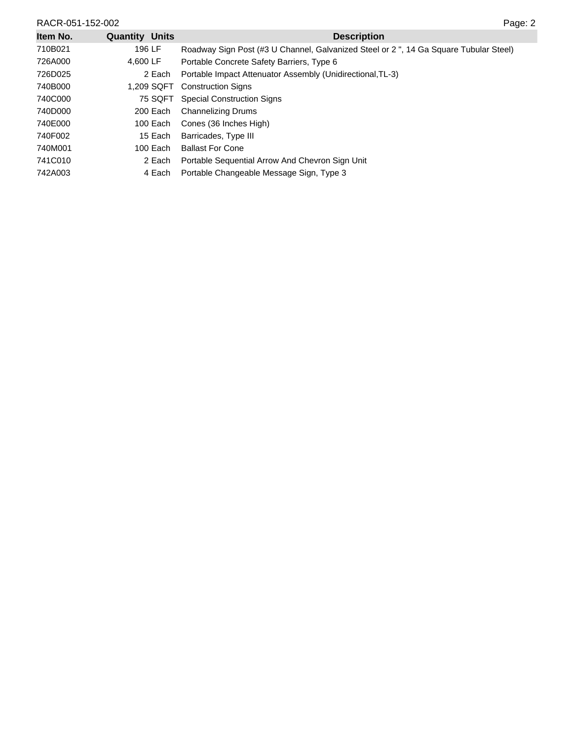| Item No. | Quantity | Units | Description |
|---|---|---|---|
| 710B021 | 196 | LF | Roadway Sign Post (#3 U Channel, Galvanized Steel or 2 ", 14 Ga Square Tubular Steel) |
| 726A000 | 4,600 | LF | Portable Concrete Safety Barriers, Type 6 |
| 726D025 | 2 | Each | Portable Impact Attenuator Assembly (Unidirectional,TL-3) |
| 740B000 | 1,209 | SQFT | Construction Signs |
| 740C000 | 75 | SQFT | Special Construction Signs |
| 740D000 | 200 | Each | Channelizing Drums |
| 740E000 | 100 | Each | Cones (36 Inches High) |
| 740F002 | 15 | Each | Barricades, Type III |
| 740M001 | 100 | Each | Ballast For Cone |
| 741C010 | 2 | Each | Portable Sequential Arrow And Chevron Sign Unit |
| 742A003 | 4 | Each | Portable Changeable Message Sign, Type 3 |